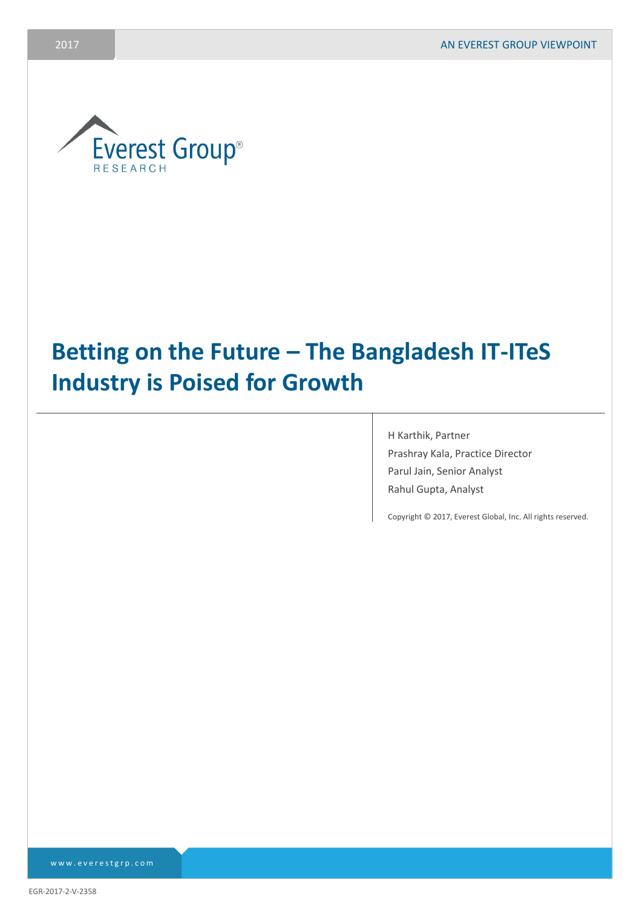2017

AN EVEREST GROUP VIEWPOINT

Everest Group® RESEARCH

# Betting on the Future – The Bangladesh IT-ITeS Industry is Poised for Growth

H Karthik, Partner

Prashray Kala, Practice Director

Parul Jain, Senior Analyst

Rahul Gupta, Analyst

Copyright © 2017, Everest Global, Inc. All rights reserved.

www.everestgrp.com

EGR-2017-2-V-2358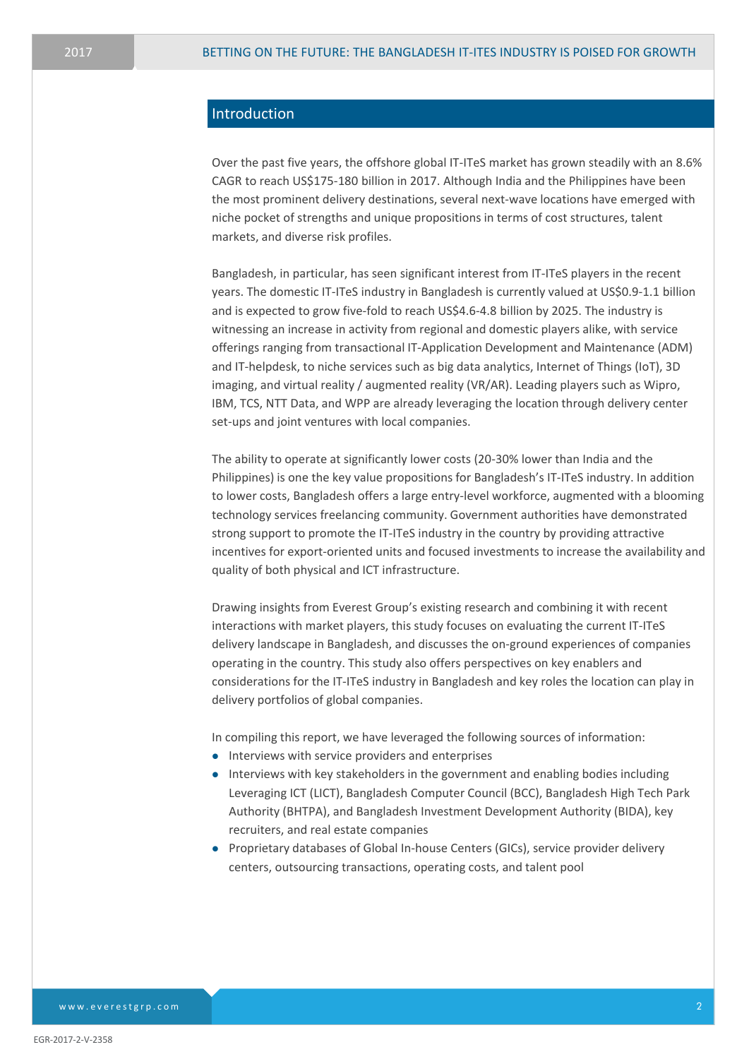## Introduction

Over the past five years, the offshore global IT-ITeS market has grown steadily with an 8.6% CAGR to reach US$175-180 billion in 2017. Although India and the Philippines have been the most prominent delivery destinations, several next-wave locations have emerged with niche pocket of strengths and unique propositions in terms of cost structures, talent markets, and diverse risk profiles.

Bangladesh, in particular, has seen significant interest from IT-ITeS players in the recent years. The domestic IT-ITeS industry in Bangladesh is currently valued at US$0.9-1.1 billion and is expected to grow five-fold to reach US$4.6-4.8 billion by 2025. The industry is witnessing an increase in activity from regional and domestic players alike, with service offerings ranging from transactional IT-Application Development and Maintenance (ADM) and IT-helpdesk, to niche services such as big data analytics, Internet of Things (IoT), 3D imaging, and virtual reality / augmented reality (VR/AR). Leading players such as Wipro, IBM, TCS, NTT Data, and WPP are already leveraging the location through delivery center set-ups and joint ventures with local companies.

The ability to operate at significantly lower costs (20-30% lower than India and the Philippines) is one the key value propositions for Bangladesh's IT-ITeS industry. In addition to lower costs, Bangladesh offers a large entry-level workforce, augmented with a blooming technology services freelancing community. Government authorities have demonstrated strong support to promote the IT-ITeS industry in the country by providing attractive incentives for export-oriented units and focused investments to increase the availability and quality of both physical and ICT infrastructure.

Drawing insights from Everest Group's existing research and combining it with recent interactions with market players, this study focuses on evaluating the current IT-ITeS delivery landscape in Bangladesh, and discusses the on-ground experiences of companies operating in the country. This study also offers perspectives on key enablers and considerations for the IT-ITeS industry in Bangladesh and key roles the location can play in delivery portfolios of global companies.

In compiling this report, we have leveraged the following sources of information:

- Interviews with service providers and enterprises
- Interviews with key stakeholders in the government and enabling bodies including Leveraging ICT (LICT), Bangladesh Computer Council (BCC), Bangladesh High Tech Park Authority (BHTPA), and Bangladesh Investment Development Authority (BIDA), key recruiters, and real estate companies
- Proprietary databases of Global In-house Centers (GICs), service provider delivery centers, outsourcing transactions, operating costs, and talent pool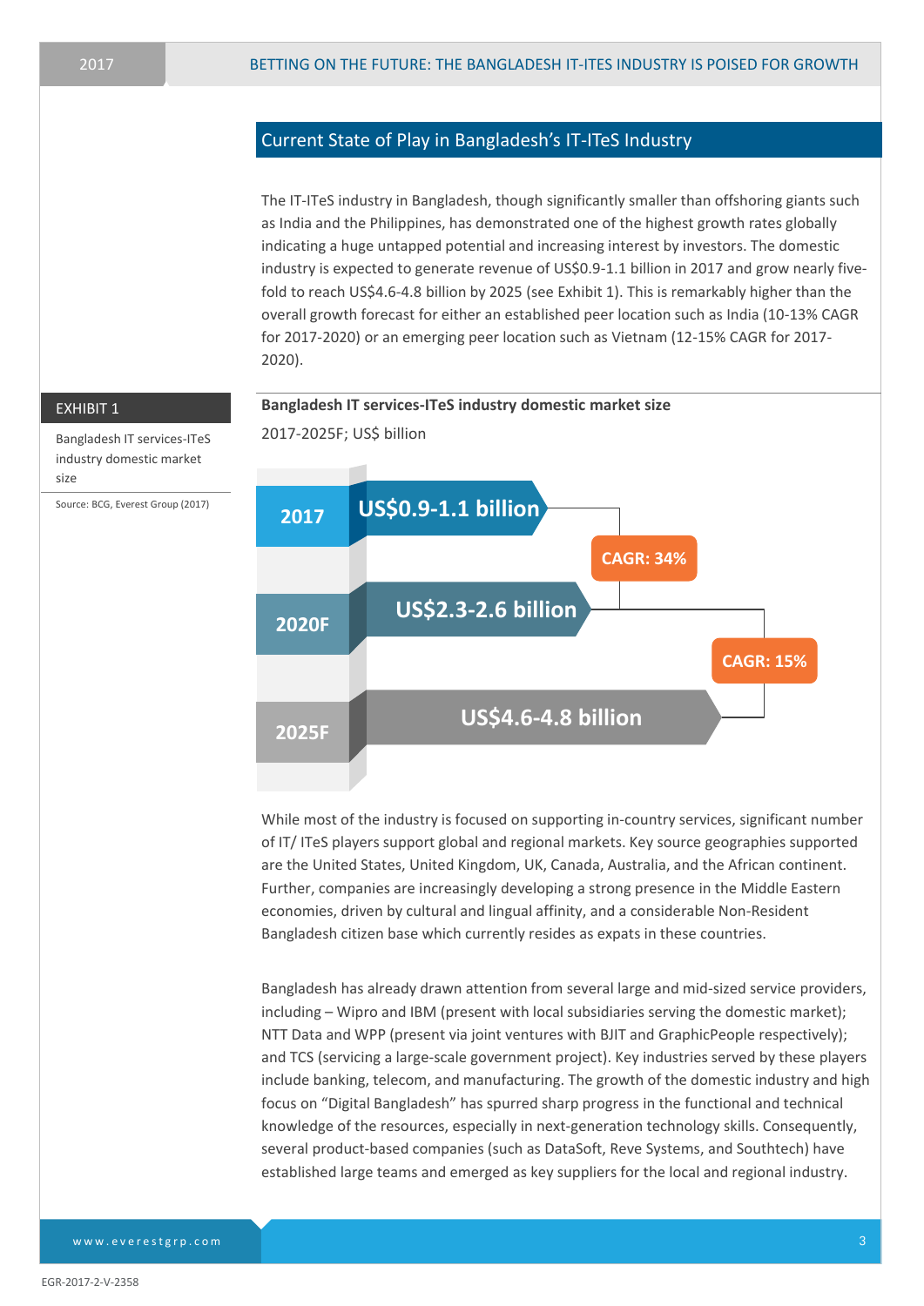## Current State of Play in Bangladesh's IT-ITeS Industry

The IT-ITeS industry in Bangladesh, though significantly smaller than offshoring giants such as India and the Philippines, has demonstrated one of the highest growth rates globally indicating a huge untapped potential and increasing interest by investors. The domestic industry is expected to generate revenue of US$0.9-1.1 billion in 2017 and grow nearly five-fold to reach US$4.6-4.8 billion by 2025 (see Exhibit 1). This is remarkably higher than the overall growth forecast for either an established peer location such as India (10-13% CAGR for 2017-2020) or an emerging peer location such as Vietnam (12-15% CAGR for 2017-2020).

**EXHIBIT 1**

Bangladesh IT services-ITeS industry domestic market size

Source: BCG, Everest Group (2017)

**Bangladesh IT services-ITeS industry domestic market size**

2017-2025F; US$ billion

| Year | Market size | CAGR |
|---|---|---|
| 2017 | US$0.9-1.1 billion | |
| 2020F | US$2.3-2.6 billion | CAGR: 34% (2017–2020F) |
| 2025F | US$4.6-4.8 billion | CAGR: 15% (2020F–2025F) |

While most of the industry is focused on supporting in-country services, significant number of IT/ ITeS players support global and regional markets. Key source geographies supported are the United States, United Kingdom, UK, Canada, Australia, and the African continent. Further, companies are increasingly developing a strong presence in the Middle Eastern economies, driven by cultural and lingual affinity, and a considerable Non-Resident Bangladesh citizen base which currently resides as expats in these countries.

Bangladesh has already drawn attention from several large and mid-sized service providers, including – Wipro and IBM (present with local subsidiaries serving the domestic market); NTT Data and WPP (present via joint ventures with BJIT and GraphicPeople respectively); and TCS (servicing a large-scale government project). Key industries served by these players include banking, telecom, and manufacturing. The growth of the domestic industry and high focus on "Digital Bangladesh" has spurred sharp progress in the functional and technical knowledge of the resources, especially in next-generation technology skills. Consequently, several product-based companies (such as DataSoft, Reve Systems, and Southtech) have established large teams and emerged as key suppliers for the local and regional industry.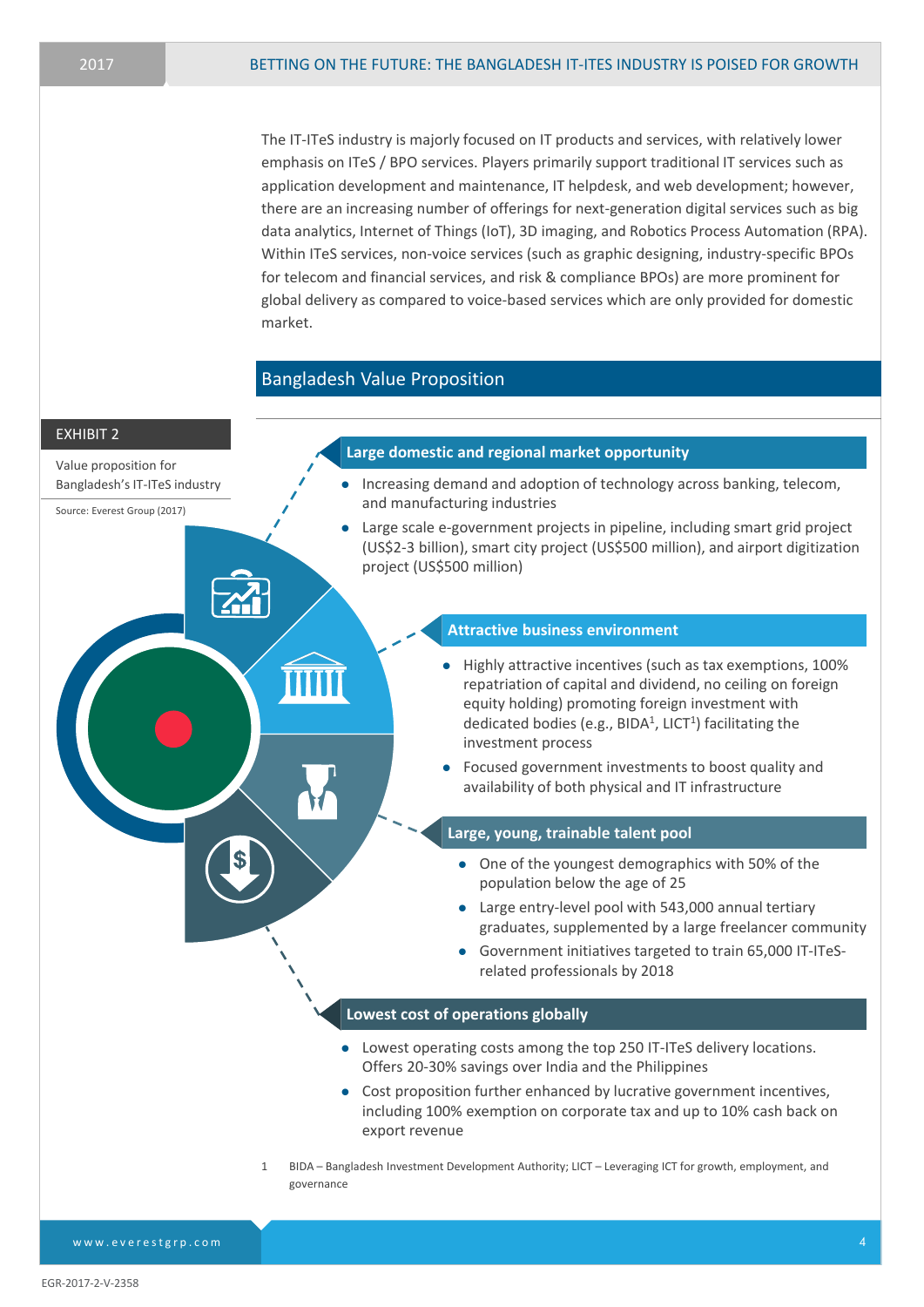The IT-ITeS industry is majorly focused on IT products and services, with relatively lower emphasis on ITeS / BPO services. Players primarily support traditional IT services such as application development and maintenance, IT helpdesk, and web development; however, there are an increasing number of offerings for next-generation digital services such as big data analytics, Internet of Things (IoT), 3D imaging, and Robotics Process Automation (RPA). Within ITeS services, non-voice services (such as graphic designing, industry-specific BPOs for telecom and financial services, and risk & compliance BPOs) are more prominent for global delivery as compared to voice-based services which are only provided for domestic market.

## Bangladesh Value Proposition

**EXHIBIT 2**

Value proposition for Bangladesh's IT-ITeS industry

Source: Everest Group (2017)

**Large domestic and regional market opportunity**

- Increasing demand and adoption of technology across banking, telecom, and manufacturing industries
- Large scale e-government projects in pipeline, including smart grid project (US$2-3 billion), smart city project (US$500 million), and airport digitization project (US$500 million)

**Attractive business environment**

- Highly attractive incentives (such as tax exemptions, 100% repatriation of capital and dividend, no ceiling on foreign equity holding) promoting foreign investment with dedicated bodies (e.g., BIDA[1], LICT[1]) facilitating the investment process
- Focused government investments to boost quality and availability of both physical and IT infrastructure

**Large, young, trainable talent pool**

- One of the youngest demographics with 50% of the population below the age of 25
- Large entry-level pool with 543,000 annual tertiary graduates, supplemented by a large freelancer community
- Government initiatives targeted to train 65,000 IT-ITeS-related professionals by 2018

**Lowest cost of operations globally**

- Lowest operating costs among the top 250 IT-ITeS delivery locations. Offers 20-30% savings over India and the Philippines
- Cost proposition further enhanced by lucrative government incentives, including 100% exemption on corporate tax and up to 10% cash back on export revenue

1 BIDA – Bangladesh Investment Development Authority; LICT – Leveraging ICT for growth, employment, and governance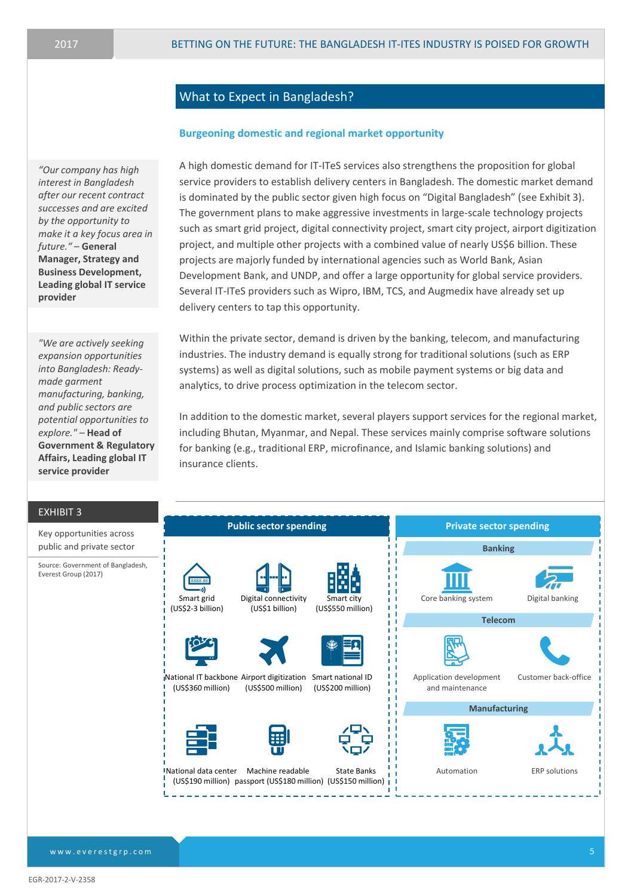## What to Expect in Bangladesh?

### Burgeoning domestic and regional market opportunity

> *"Our company has high interest in Bangladesh after our recent contract successes and are excited by the opportunity to make it a key focus area in future."* – **General Manager, Strategy and Business Development, Leading global IT service provider**

> *"We are actively seeking expansion opportunities into Bangladesh: Ready-made garment manufacturing, banking, and public sectors are potential opportunities to explore."* – **Head of Government & Regulatory Affairs, Leading global IT service provider**

A high domestic demand for IT-ITeS services also strengthens the proposition for global service providers to establish delivery centers in Bangladesh. The domestic market demand is dominated by the public sector given high focus on "Digital Bangladesh" (see Exhibit 3). The government plans to make aggressive investments in large-scale technology projects such as smart grid project, digital connectivity project, smart city project, airport digitization project, and multiple other projects with a combined value of nearly US$6 billion. These projects are majorly funded by international agencies such as World Bank, Asian Development Bank, and UNDP, and offer a large opportunity for global service providers. Several IT-ITeS providers such as Wipro, IBM, TCS, and Augmedix have already set up delivery centers to tap this opportunity.

Within the private sector, demand is driven by the banking, telecom, and manufacturing industries. The industry demand is equally strong for traditional solutions (such as ERP systems) as well as digital solutions, such as mobile payment systems or big data and analytics, to drive process optimization in the telecom sector.

In addition to the domestic market, several players support services for the regional market, including Bhutan, Myanmar, and Nepal. These services mainly comprise software solutions for banking (e.g., traditional ERP, microfinance, and Islamic banking solutions) and insurance clients.

**EXHIBIT 3**

Key opportunities across public and private sector

Source: Government of Bangladesh, Everest Group (2017)

**Public sector spending**

| | | |
|---|---|---|
| Smart grid (US$2-3 billion) | Digital connectivity (US$1 billion) | Smart city (US$550 million) |
| National IT backbone (US$360 million) | Airport digitization (US$500 million) | Smart national ID (US$200 million) |
| National data center (US$190 million) | Machine readable passport (US$180 million) | State Banks (US$150 million) |

**Private sector spending**

| Sector | | |
|---|---|---|
| Banking | Core banking system | Digital banking |
| Telecom | Application development and maintenance | Customer back-office |
| Manufacturing | Automation | ERP solutions |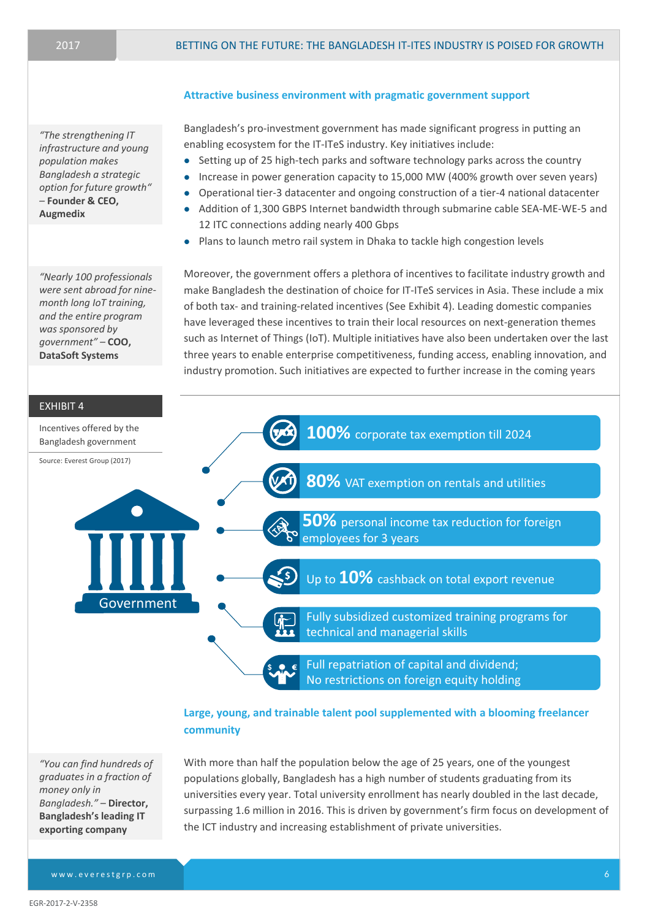## Attractive business environment with pragmatic government support

> *"The strengthening IT infrastructure and young population makes Bangladesh a strategic option for future growth"* – **Founder & CEO, Augmedix**

Bangladesh's pro-investment government has made significant progress in putting an enabling ecosystem for the IT-ITeS industry. Key initiatives include:

- Setting up of 25 high-tech parks and software technology parks across the country
- Increase in power generation capacity to 15,000 MW (400% growth over seven years)
- Operational tier-3 datacenter and ongoing construction of a tier-4 national datacenter
- Addition of 1,300 GBPS Internet bandwidth through submarine cable SEA-ME-WE-5 and 12 ITC connections adding nearly 400 Gbps
- Plans to launch metro rail system in Dhaka to tackle high congestion levels

> *"Nearly 100 professionals were sent abroad for nine-month long IoT training, and the entire program was sponsored by government"* – **COO, DataSoft Systems**

Moreover, the government offers a plethora of incentives to facilitate industry growth and make Bangladesh the destination of choice for IT-ITeS services in Asia. These include a mix of both tax- and training-related incentives (See Exhibit 4). Leading domestic companies have leveraged these incentives to train their local resources on next-generation themes such as Internet of Things (IoT). Multiple initiatives have also been undertaken over the last three years to enable enterprise competitiveness, funding access, enabling innovation, and industry promotion. Such initiatives are expected to further increase in the coming years

**EXHIBIT 4**

Incentives offered by the Bangladesh government

Source: Everest Group (2017)

Government

- **100%** corporate tax exemption till 2024
- **80%** VAT exemption on rentals and utilities
- **50%** personal income tax reduction for foreign employees for 3 years
- Up to **10%** cashback on total export revenue
- Fully subsidized customized training programs for technical and managerial skills
- Full repatriation of capital and dividend; No restrictions on foreign equity holding

## Large, young, and trainable talent pool supplemented with a blooming freelancer community

> *"You can find hundreds of graduates in a fraction of money only in Bangladesh."* – **Director, Bangladesh's leading IT exporting company**

With more than half the population below the age of 25 years, one of the youngest populations globally, Bangladesh has a high number of students graduating from its universities every year. Total university enrollment has nearly doubled in the last decade, surpassing 1.6 million in 2016. This is driven by government's firm focus on development of the ICT industry and increasing establishment of private universities.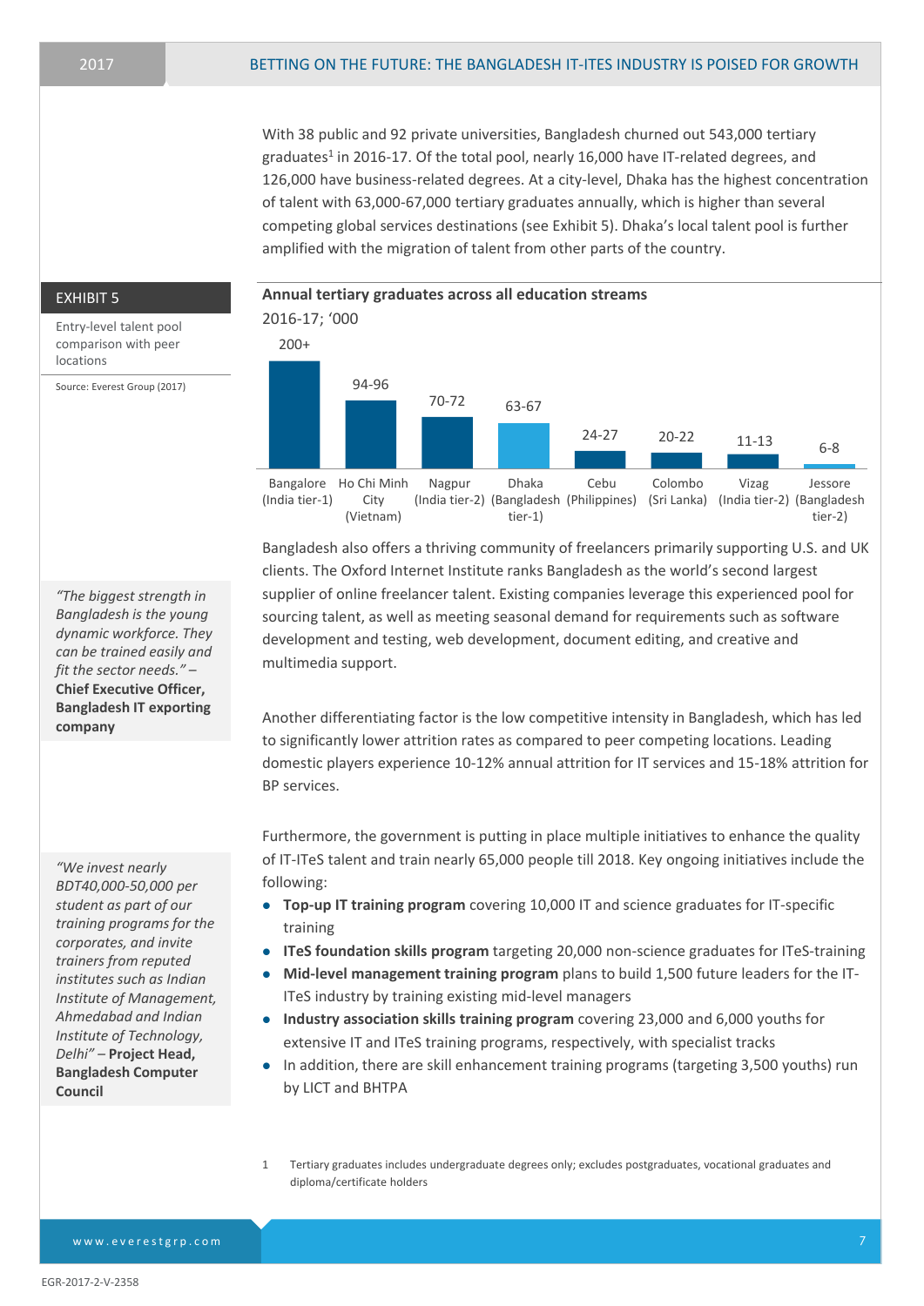With 38 public and 92 private universities, Bangladesh churned out 543,000 tertiary graduates[1] in 2016-17. Of the total pool, nearly 16,000 have IT-related degrees, and 126,000 have business-related degrees. At a city-level, Dhaka has the highest concentration of talent with 63,000-67,000 tertiary graduates annually, which is higher than several competing global services destinations (see Exhibit 5). Dhaka's local talent pool is further amplified with the migration of talent from other parts of the country.

**EXHIBIT 5**

Entry-level talent pool comparison with peer locations

Source: Everest Group (2017)

**Annual tertiary graduates across all education streams**

2016-17; '000

| Location | Graduates ('000) |
|---|---|
| Bangalore (India tier-1) | 200+ |
| Ho Chi Minh City (Vietnam) | 94-96 |
| Nagpur (India tier-2) | 70-72 |
| Dhaka (Bangladesh tier-1) | 63-67 |
| Cebu (Philippines) | 24-27 |
| Colombo (Sri Lanka) | 20-22 |
| Vizag (India tier-2) | 11-13 |
| Jessore (Bangladesh tier-2) | 6-8 |

Bangladesh also offers a thriving community of freelancers primarily supporting U.S. and UK clients. The Oxford Internet Institute ranks Bangladesh as the world's second largest supplier of online freelancer talent. Existing companies leverage this experienced pool for sourcing talent, as well as meeting seasonal demand for requirements such as software development and testing, web development, document editing, and creative and multimedia support.

*"The biggest strength in Bangladesh is the young dynamic workforce. They can be trained easily and fit the sector needs."* – **Chief Executive Officer, Bangladesh IT exporting company**

Another differentiating factor is the low competitive intensity in Bangladesh, which has led to significantly lower attrition rates as compared to peer competing locations. Leading domestic players experience 10-12% annual attrition for IT services and 15-18% attrition for BP services.

Furthermore, the government is putting in place multiple initiatives to enhance the quality of IT-ITeS talent and train nearly 65,000 people till 2018. Key ongoing initiatives include the following:

- **Top-up IT training program** covering 10,000 IT and science graduates for IT-specific training
- **ITeS foundation skills program** targeting 20,000 non-science graduates for ITeS-training
- **Mid-level management training program** plans to build 1,500 future leaders for the IT-ITeS industry by training existing mid-level managers
- **Industry association skills training program** covering 23,000 and 6,000 youths for extensive IT and ITeS training programs, respectively, with specialist tracks
- In addition, there are skill enhancement training programs (targeting 3,500 youths) run by LICT and BHTPA

*"We invest nearly BDT40,000-50,000 per student as part of our training programs for the corporates, and invite trainers from reputed institutes such as Indian Institute of Management, Ahmedabad and Indian Institute of Technology, Delhi"* – **Project Head, Bangladesh Computer Council**

1 Tertiary graduates includes undergraduate degrees only; excludes postgraduates, vocational graduates and diploma/certificate holders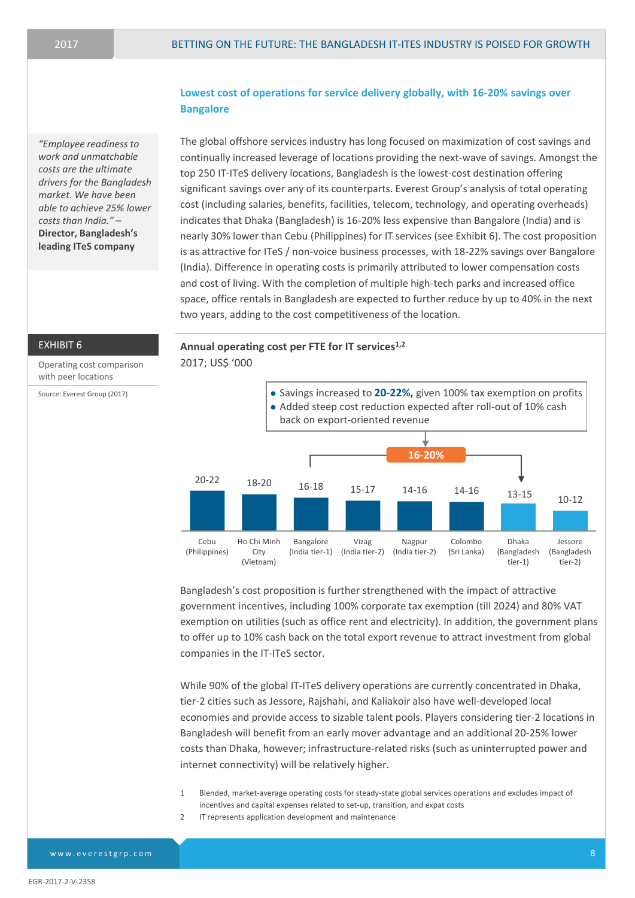## Lowest cost of operations for service delivery globally, with 16-20% savings over Bangalore

> *"Employee readiness to work and unmatchable costs are the ultimate drivers for the Bangladesh market. We have been able to achieve 25% lower costs than India."* –
> **Director, Bangladesh's leading ITeS company**

The global offshore services industry has long focused on maximization of cost savings and continually increased leverage of locations providing the next-wave of savings. Amongst the top 250 IT-ITeS delivery locations, Bangladesh is the lowest-cost destination offering significant savings over any of its counterparts. Everest Group's analysis of total operating cost (including salaries, benefits, facilities, telecom, technology, and operating overheads) indicates that Dhaka (Bangladesh) is 16-20% less expensive than Bangalore (India) and is nearly 30% lower than Cebu (Philippines) for IT services (see Exhibit 6). The cost proposition is as attractive for ITeS / non-voice business processes, with 18-22% savings over Bangalore (India). Difference in operating costs is primarily attributed to lower compensation costs and cost of living. With the completion of multiple high-tech parks and increased office space, office rentals in Bangladesh are expected to further reduce by up to 40% in the next two years, adding to the cost competitiveness of the location.

**EXHIBIT 6**

Operating cost comparison with peer locations

Source: Everest Group (2017)

**Annual operating cost per FTE for IT services[1,2]**

2017; US$ '000

- Savings increased to **20-22%,** given 100% tax exemption on profits
- Added steep cost reduction expected after roll-out of 10% cash back on export-oriented revenue

16-20% (Bangalore vs. Dhaka)

| Location | Annual operating cost per FTE (US$ '000) |
|---|---|
| Cebu (Philippines) | 20-22 |
| Ho Chi Minh City (Vietnam) | 18-20 |
| Bangalore (India tier-1) | 16-18 |
| Vizag (India tier-2) | 15-17 |
| Nagpur (India tier-2) | 14-16 |
| Colombo (Sri Lanka) | 14-16 |
| Dhaka (Bangladesh tier-1) | 13-15 |
| Jessore (Bangladesh tier-2) | 10-12 |

Bangladesh's cost proposition is further strengthened with the impact of attractive government incentives, including 100% corporate tax exemption (till 2024) and 80% VAT exemption on utilities (such as office rent and electricity). In addition, the government plans to offer up to 10% cash back on the total export revenue to attract investment from global companies in the IT-ITeS sector.

While 90% of the global IT-ITeS delivery operations are currently concentrated in Dhaka, tier-2 cities such as Jessore, Rajshahi, and Kaliakoir also have well-developed local economies and provide access to sizable talent pools. Players considering tier-2 locations in Bangladesh will benefit from an early mover advantage and an additional 20-25% lower costs than Dhaka, however; infrastructure-related risks (such as uninterrupted power and internet connectivity) will be relatively higher.

1 Blended, market-average operating costs for steady-state global services operations and excludes impact of incentives and capital expenses related to set-up, transition, and expat costs

2 IT represents application development and maintenance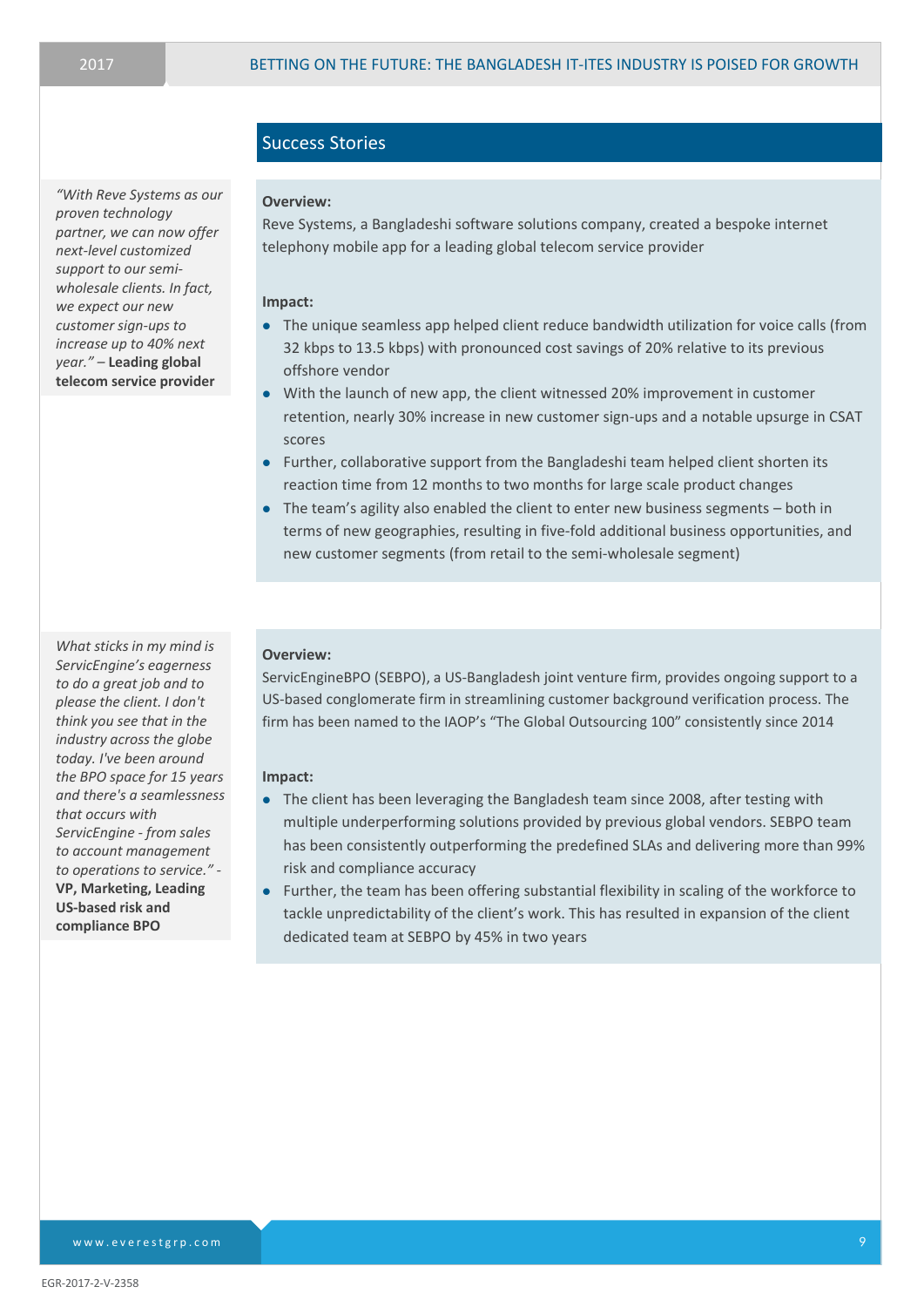## Success Stories

*"With Reve Systems as our proven technology partner, we can now offer next-level customized support to our semi-wholesale clients. In fact, we expect our new customer sign-ups to increase up to 40% next year."* – **Leading global telecom service provider**

**Overview:**

Reve Systems, a Bangladeshi software solutions company, created a bespoke internet telephony mobile app for a leading global telecom service provider

**Impact:**

- The unique seamless app helped client reduce bandwidth utilization for voice calls (from 32 kbps to 13.5 kbps) with pronounced cost savings of 20% relative to its previous offshore vendor
- With the launch of new app, the client witnessed 20% improvement in customer retention, nearly 30% increase in new customer sign-ups and a notable upsurge in CSAT scores
- Further, collaborative support from the Bangladeshi team helped client shorten its reaction time from 12 months to two months for large scale product changes
- The team's agility also enabled the client to enter new business segments – both in terms of new geographies, resulting in five-fold additional business opportunities, and new customer segments (from retail to the semi-wholesale segment)

*What sticks in my mind is ServicEngine's eagerness to do a great job and to please the client. I don't think you see that in the industry across the globe today. I've been around the BPO space for 15 years and there's a seamlessness that occurs with ServicEngine - from sales to account management to operations to service."* - **VP, Marketing, Leading US-based risk and compliance BPO**

**Overview:**

ServicEngineBPO (SEBPO), a US-Bangladesh joint venture firm, provides ongoing support to a US-based conglomerate firm in streamlining customer background verification process. The firm has been named to the IAOP's "The Global Outsourcing 100" consistently since 2014

**Impact:**

- The client has been leveraging the Bangladesh team since 2008, after testing with multiple underperforming solutions provided by previous global vendors. SEBPO team has been consistently outperforming the predefined SLAs and delivering more than 99% risk and compliance accuracy
- Further, the team has been offering substantial flexibility in scaling of the workforce to tackle unpredictability of the client's work. This has resulted in expansion of the client dedicated team at SEBPO by 45% in two years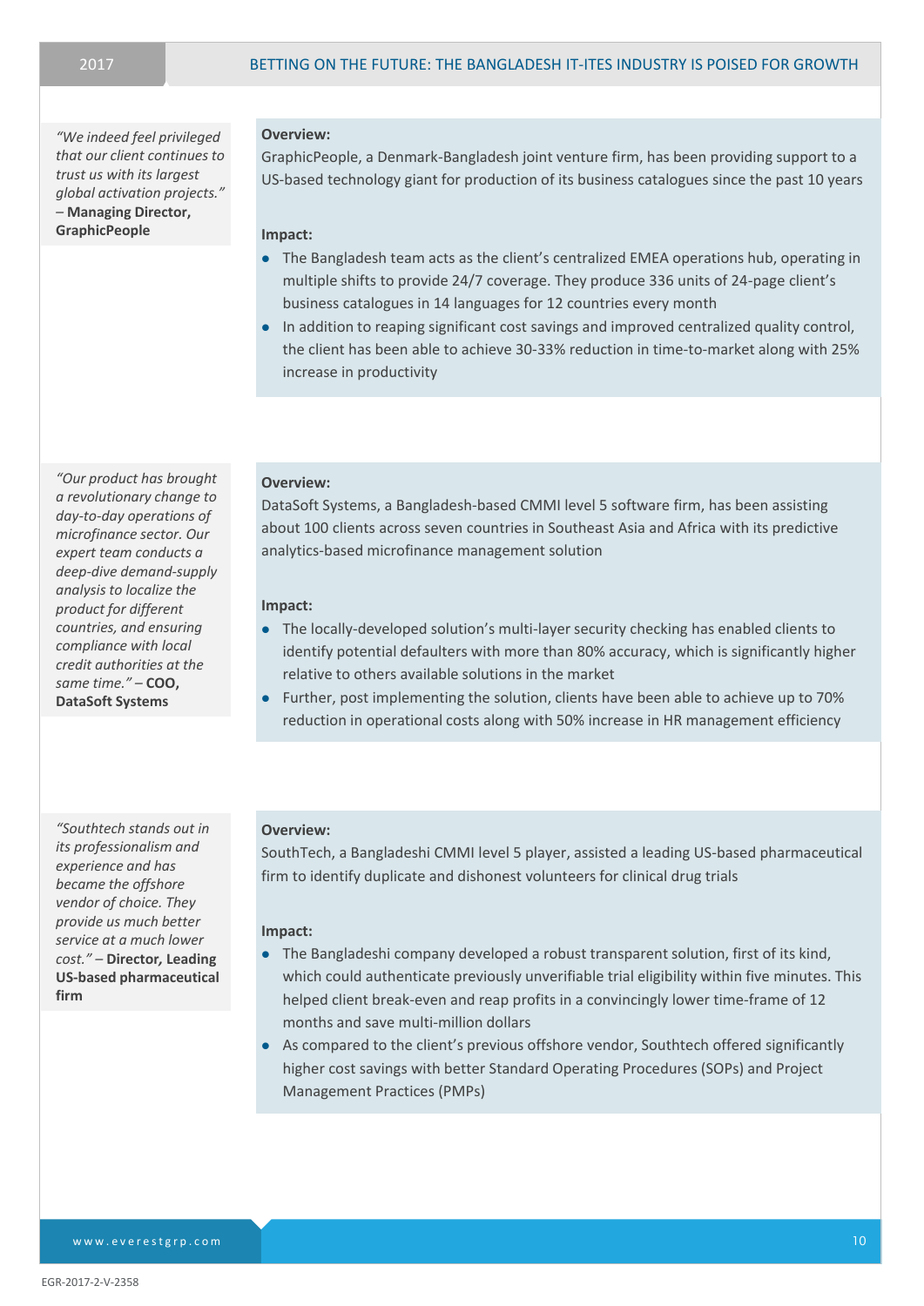*"We indeed feel privileged that our client continues to trust us with its largest global activation projects."* – **Managing Director, GraphicPeople**

**Overview:**

GraphicPeople, a Denmark-Bangladesh joint venture firm, has been providing support to a US-based technology giant for production of its business catalogues since the past 10 years

**Impact:**

- The Bangladesh team acts as the client's centralized EMEA operations hub, operating in multiple shifts to provide 24/7 coverage. They produce 336 units of 24-page client's business catalogues in 14 languages for 12 countries every month
- In addition to reaping significant cost savings and improved centralized quality control, the client has been able to achieve 30-33% reduction in time-to-market along with 25% increase in productivity

*"Our product has brought a revolutionary change to day-to-day operations of microfinance sector. Our expert team conducts a deep-dive demand-supply analysis to localize the product for different countries, and ensuring compliance with local credit authorities at the same time."* – **COO, DataSoft Systems**

**Overview:**

DataSoft Systems, a Bangladesh-based CMMI level 5 software firm, has been assisting about 100 clients across seven countries in Southeast Asia and Africa with its predictive analytics-based microfinance management solution

**Impact:**

- The locally-developed solution's multi-layer security checking has enabled clients to identify potential defaulters with more than 80% accuracy, which is significantly higher relative to others available solutions in the market
- Further, post implementing the solution, clients have been able to achieve up to 70% reduction in operational costs along with 50% increase in HR management efficiency

*"Southtech stands out in its professionalism and experience and has became the offshore vendor of choice. They provide us much better service at a much lower cost."* – **Director, Leading US-based pharmaceutical firm**

**Overview:**

SouthTech, a Bangladeshi CMMI level 5 player, assisted a leading US-based pharmaceutical firm to identify duplicate and dishonest volunteers for clinical drug trials

**Impact:**

- The Bangladeshi company developed a robust transparent solution, first of its kind, which could authenticate previously unverifiable trial eligibility within five minutes. This helped client break-even and reap profits in a convincingly lower time-frame of 12 months and save multi-million dollars
- As compared to the client's previous offshore vendor, Southtech offered significantly higher cost savings with better Standard Operating Procedures (SOPs) and Project Management Practices (PMPs)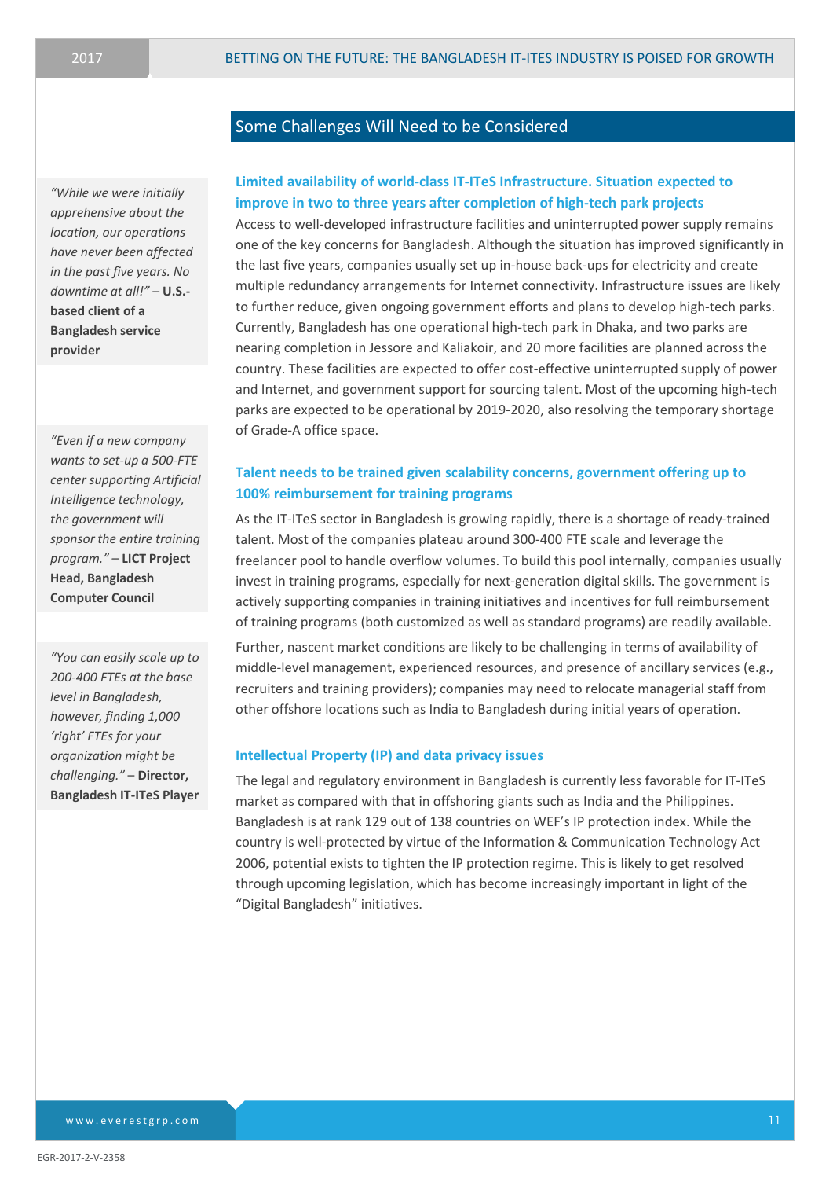## Some Challenges Will Need to be Considered

> *"While we were initially apprehensive about the location, our operations have never been affected in the past five years. No downtime at all!"* – **U.S.-based client of a Bangladesh service provider**

### Limited availability of world-class IT-ITeS Infrastructure. Situation expected to improve in two to three years after completion of high-tech park projects

Access to well-developed infrastructure facilities and uninterrupted power supply remains one of the key concerns for Bangladesh. Although the situation has improved significantly in the last five years, companies usually set up in-house back-ups for electricity and create multiple redundancy arrangements for Internet connectivity. Infrastructure issues are likely to further reduce, given ongoing government efforts and plans to develop high-tech parks. Currently, Bangladesh has one operational high-tech park in Dhaka, and two parks are nearing completion in Jessore and Kaliakoir, and 20 more facilities are planned across the country. These facilities are expected to offer cost-effective uninterrupted supply of power and Internet, and government support for sourcing talent. Most of the upcoming high-tech parks are expected to be operational by 2019-2020, also resolving the temporary shortage of Grade-A office space.

> *"Even if a new company wants to set-up a 500-FTE center supporting Artificial Intelligence technology, the government will sponsor the entire training program."* – **LICT Project Head, Bangladesh Computer Council**

### Talent needs to be trained given scalability concerns, government offering up to 100% reimbursement for training programs

As the IT-ITeS sector in Bangladesh is growing rapidly, there is a shortage of ready-trained talent. Most of the companies plateau around 300-400 FTE scale and leverage the freelancer pool to handle overflow volumes. To build this pool internally, companies usually invest in training programs, especially for next-generation digital skills. The government is actively supporting companies in training initiatives and incentives for full reimbursement of training programs (both customized as well as standard programs) are readily available.

Further, nascent market conditions are likely to be challenging in terms of availability of middle-level management, experienced resources, and presence of ancillary services (e.g., recruiters and training providers); companies may need to relocate managerial staff from other offshore locations such as India to Bangladesh during initial years of operation.

> *"You can easily scale up to 200-400 FTEs at the base level in Bangladesh, however, finding 1,000 'right' FTEs for your organization might be challenging."* – **Director, Bangladesh IT-ITeS Player**

### Intellectual Property (IP) and data privacy issues

The legal and regulatory environment in Bangladesh is currently less favorable for IT-ITeS market as compared with that in offshoring giants such as India and the Philippines. Bangladesh is at rank 129 out of 138 countries on WEF's IP protection index. While the country is well-protected by virtue of the Information & Communication Technology Act 2006, potential exists to tighten the IP protection regime. This is likely to get resolved through upcoming legislation, which has become increasingly important in light of the "Digital Bangladesh" initiatives.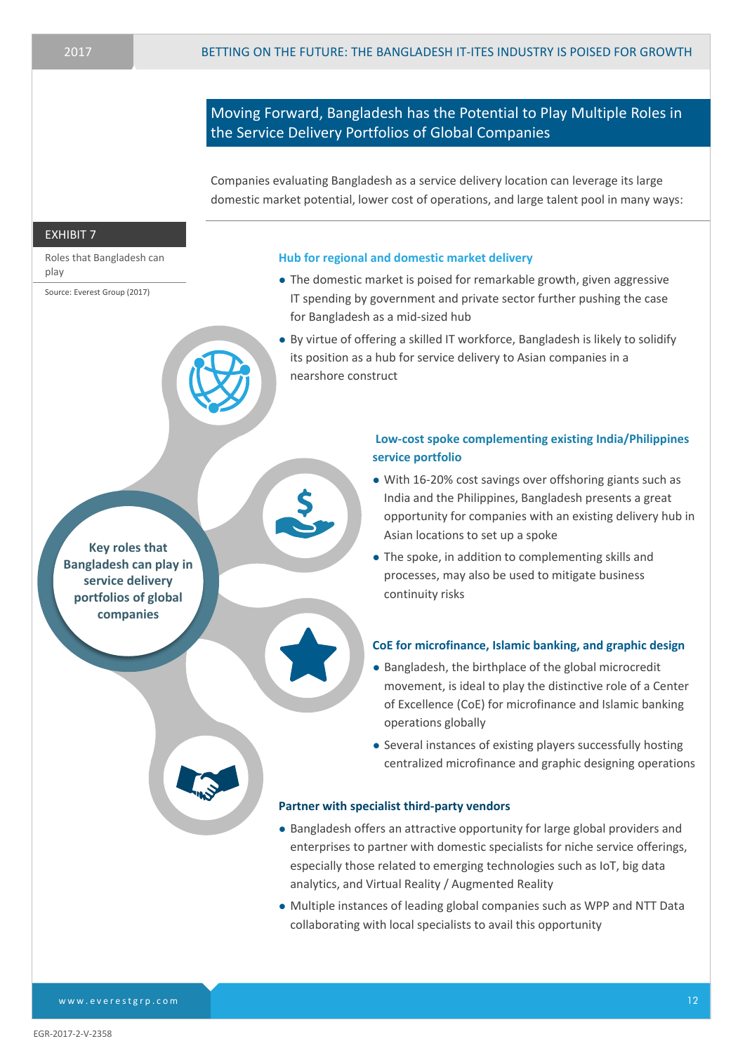## Moving Forward, Bangladesh has the Potential to Play Multiple Roles in the Service Delivery Portfolios of Global Companies

Companies evaluating Bangladesh as a service delivery location can leverage its large domestic market potential, lower cost of operations, and large talent pool in many ways:

**EXHIBIT 7**

Roles that Bangladesh can play

Source: Everest Group (2017)

**Key roles that Bangladesh can play in service delivery portfolios of global companies**

### Hub for regional and domestic market delivery

- The domestic market is poised for remarkable growth, given aggressive IT spending by government and private sector further pushing the case for Bangladesh as a mid-sized hub
- By virtue of offering a skilled IT workforce, Bangladesh is likely to solidify its position as a hub for service delivery to Asian companies in a nearshore construct

### Low-cost spoke complementing existing India/Philippines service portfolio

- With 16-20% cost savings over offshoring giants such as India and the Philippines, Bangladesh presents a great opportunity for companies with an existing delivery hub in Asian locations to set up a spoke
- The spoke, in addition to complementing skills and processes, may also be used to mitigate business continuity risks

### CoE for microfinance, Islamic banking, and graphic design

- Bangladesh, the birthplace of the global microcredit movement, is ideal to play the distinctive role of a Center of Excellence (CoE) for microfinance and Islamic banking operations globally
- Several instances of existing players successfully hosting centralized microfinance and graphic designing operations

### Partner with specialist third-party vendors

- Bangladesh offers an attractive opportunity for large global providers and enterprises to partner with domestic specialists for niche service offerings, especially those related to emerging technologies such as IoT, big data analytics, and Virtual Reality / Augmented Reality
- Multiple instances of leading global companies such as WPP and NTT Data collaborating with local specialists to avail this opportunity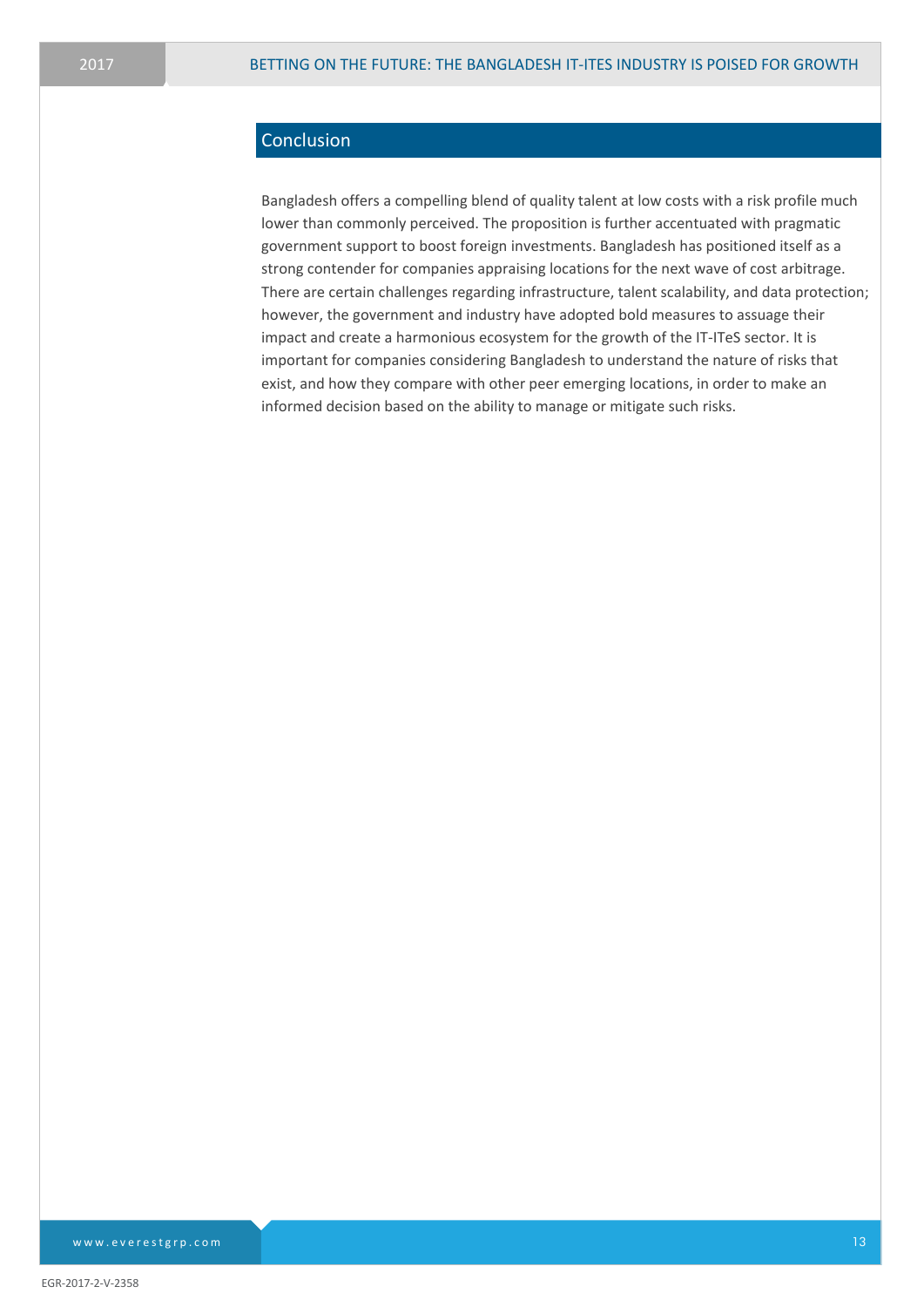## Conclusion

Bangladesh offers a compelling blend of quality talent at low costs with a risk profile much lower than commonly perceived. The proposition is further accentuated with pragmatic government support to boost foreign investments. Bangladesh has positioned itself as a strong contender for companies appraising locations for the next wave of cost arbitrage. There are certain challenges regarding infrastructure, talent scalability, and data protection; however, the government and industry have adopted bold measures to assuage their impact and create a harmonious ecosystem for the growth of the IT-ITeS sector. It is important for companies considering Bangladesh to understand the nature of risks that exist, and how they compare with other peer emerging locations, in order to make an informed decision based on the ability to manage or mitigate such risks.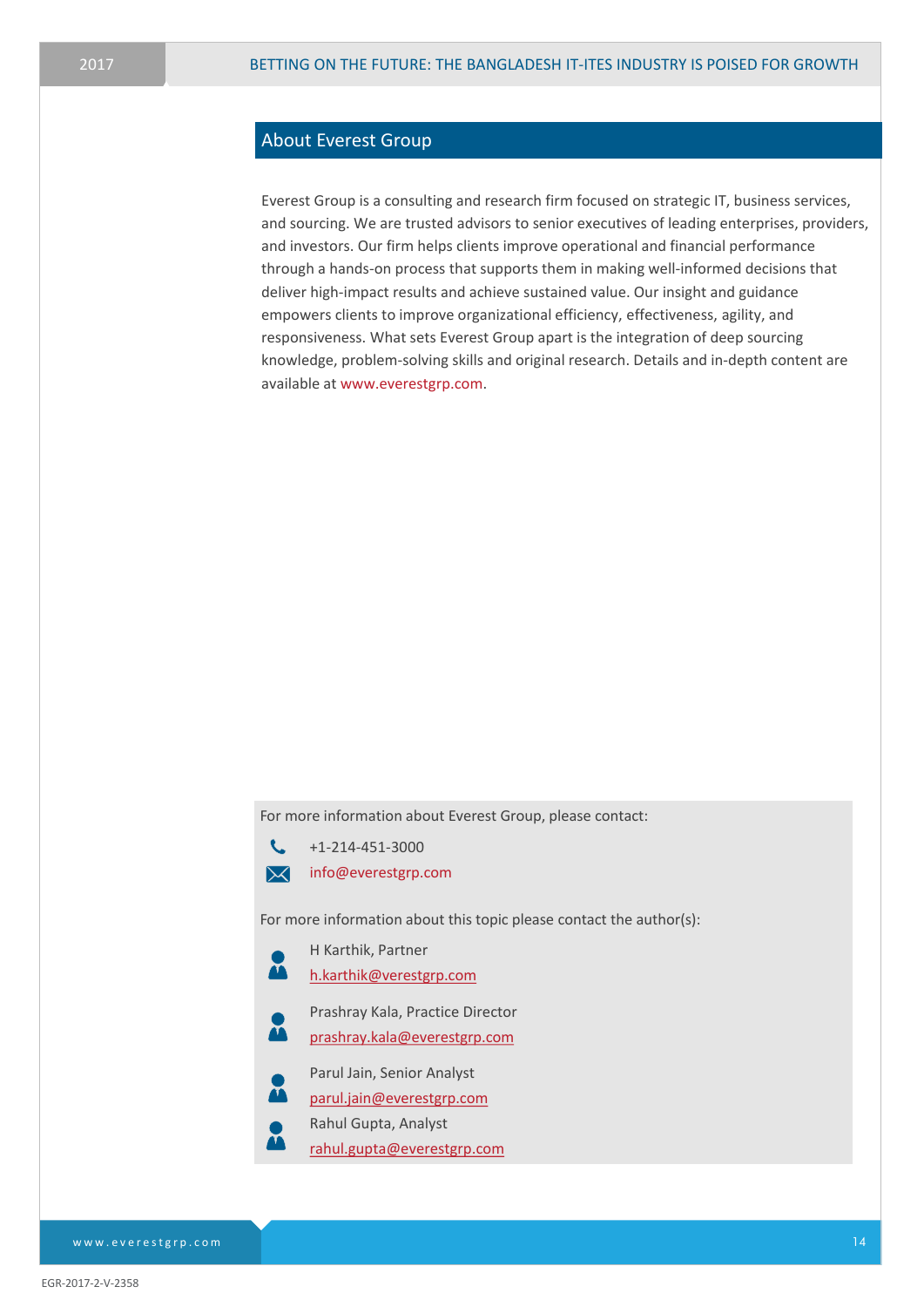## About Everest Group

Everest Group is a consulting and research firm focused on strategic IT, business services, and sourcing. We are trusted advisors to senior executives of leading enterprises, providers, and investors. Our firm helps clients improve operational and financial performance through a hands-on process that supports them in making well-informed decisions that deliver high-impact results and achieve sustained value. Our insight and guidance empowers clients to improve organizational efficiency, effectiveness, agility, and responsiveness. What sets Everest Group apart is the integration of deep sourcing knowledge, problem-solving skills and original research. Details and in-depth content are available at www.everestgrp.com.

For more information about Everest Group, please contact:

+1-214-451-3000

info@everestgrp.com

For more information about this topic please contact the author(s):

H Karthik, Partner
h.karthik@verestgrp.com

Prashray Kala, Practice Director
prashray.kala@everestgrp.com

Parul Jain, Senior Analyst
parul.jain@everestgrp.com

Rahul Gupta, Analyst
rahul.gupta@everestgrp.com

EGR-2017-2-V-2358